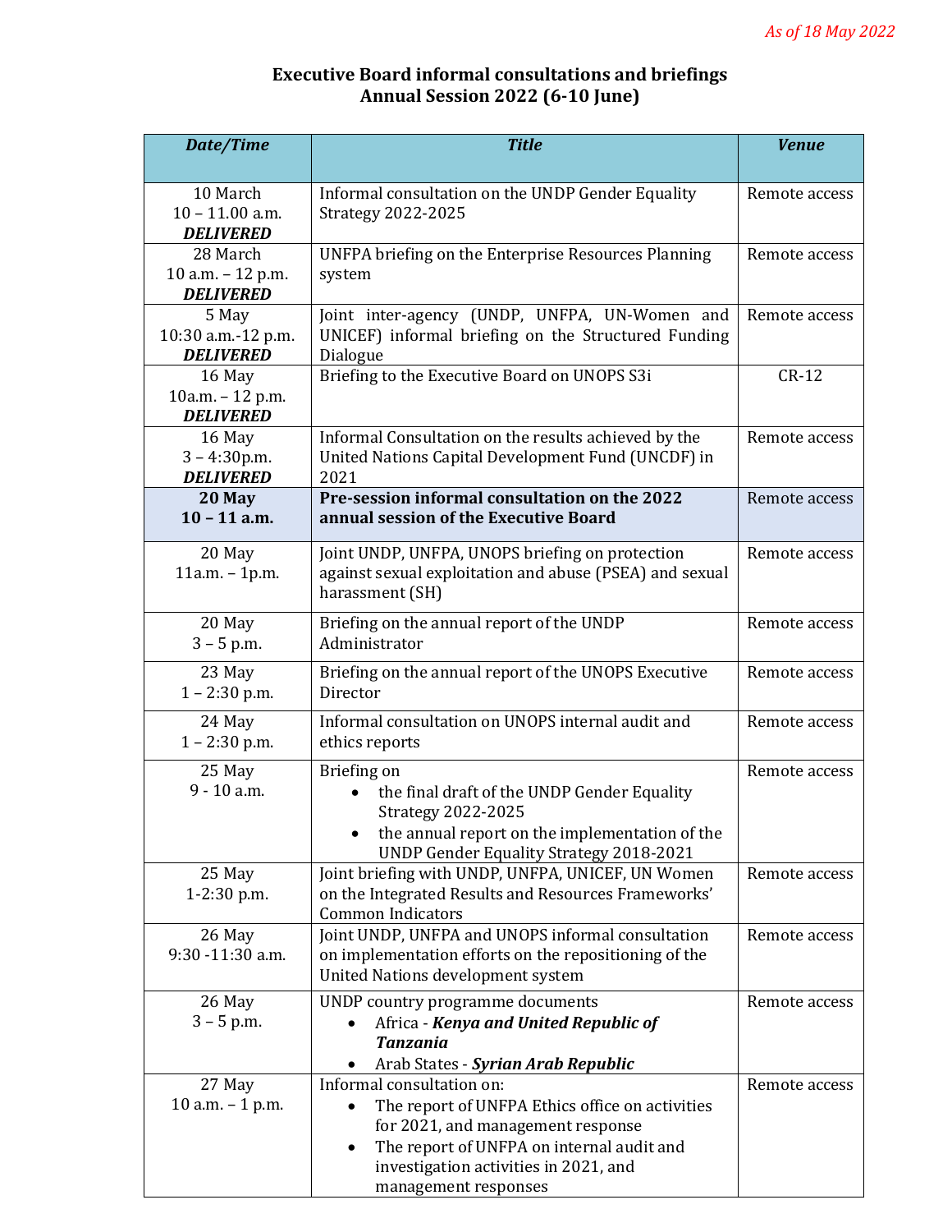*As of 18 May 2022*

**Executive Board informal consultations and briefings**
**Annual Session 2022 (6-10 June)**

| *Date/Time* | *Title* | *Venue* |
|---|---|---|
| 10 March<br>10 – 11.00 a.m.<br>***DELIVERED*** | Informal consultation on the UNDP Gender Equality Strategy 2022-2025 | Remote access |
| 28 March<br>10 a.m. – 12 p.m.<br>***DELIVERED*** | UNFPA briefing on the Enterprise Resources Planning system | Remote access |
| 5 May<br>10:30 a.m.-12 p.m.<br>***DELIVERED*** | Joint inter-agency (UNDP, UNFPA, UN-Women and UNICEF) informal briefing on the Structured Funding Dialogue | Remote access |
| 16 May<br>10a.m. – 12 p.m.<br>***DELIVERED*** | Briefing to the Executive Board on UNOPS S3i | CR-12 |
| 16 May<br>3 – 4:30p.m.<br>***DELIVERED*** | Informal Consultation on the results achieved by the United Nations Capital Development Fund (UNCDF) in 2021 | Remote access |
| **20 May<br>10 – 11 a.m.** | **Pre-session informal consultation on the 2022 annual session of the Executive Board** | Remote access |
| 20 May<br>11a.m. – 1p.m. | Joint UNDP, UNFPA, UNOPS briefing on protection against sexual exploitation and abuse (PSEA) and sexual harassment (SH) | Remote access |
| 20 May<br>3 – 5 p.m. | Briefing on the annual report of the UNDP Administrator | Remote access |
| 23 May<br>1 – 2:30 p.m. | Briefing on the annual report of the UNOPS Executive Director | Remote access |
| 24 May<br>1 – 2:30 p.m. | Informal consultation on UNOPS internal audit and ethics reports | Remote access |
| 25 May<br>9 - 10 a.m. | Briefing on<br>• the final draft of the UNDP Gender Equality Strategy 2022-2025<br>• the annual report on the implementation of the UNDP Gender Equality Strategy 2018-2021 | Remote access |
| 25 May<br>1-2:30 p.m. | Joint briefing with UNDP, UNFPA, UNICEF, UN Women on the Integrated Results and Resources Frameworks' Common Indicators | Remote access |
| 26 May<br>9:30 -11:30 a.m. | Joint UNDP, UNFPA and UNOPS informal consultation on implementation efforts on the repositioning of the United Nations development system | Remote access |
| 26 May<br>3 – 5 p.m. | UNDP country programme documents<br>• Africa - ***Kenya and United Republic of Tanzania***<br>• Arab States - ***Syrian Arab Republic*** | Remote access |
| 27 May<br>10 a.m. – 1 p.m. | Informal consultation on:<br>• The report of UNFPA Ethics office on activities for 2021, and management response<br>• The report of UNFPA on internal audit and investigation activities in 2021, and management responses | Remote access |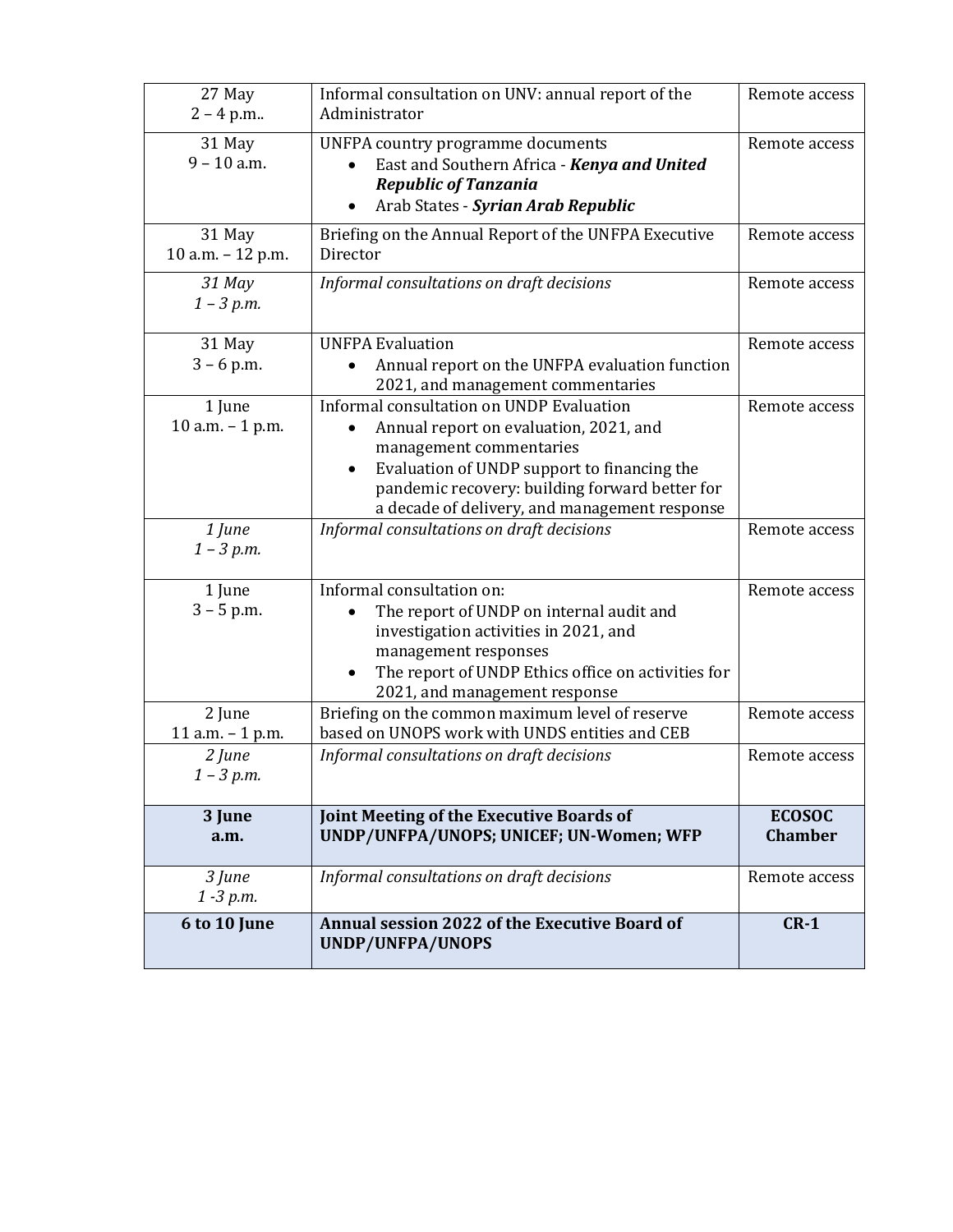| | | |
|---|---|---|
| 27 May<br>2 – 4 p.m.. | Informal consultation on UNV: annual report of the Administrator | Remote access |
| 31 May<br>9 – 10 a.m. | UNFPA country programme documents<br>• East and Southern Africa - ***Kenya and United Republic of Tanzania***<br>• Arab States - ***Syrian Arab Republic*** | Remote access |
| 31 May<br>10 a.m. – 12 p.m. | Briefing on the Annual Report of the UNFPA Executive Director | Remote access |
| *31 May*<br>*1 – 3 p.m.* | *Informal consultations on draft decisions* | Remote access |
| 31 May<br>3 – 6 p.m. | UNFPA Evaluation<br>• Annual report on the UNFPA evaluation function 2021, and management commentaries | Remote access |
| 1 June<br>10 a.m. – 1 p.m. | Informal consultation on UNDP Evaluation<br>• Annual report on evaluation, 2021, and management commentaries<br>• Evaluation of UNDP support to financing the pandemic recovery: building forward better for a decade of delivery, and management response | Remote access |
| *1 June*<br>*1 – 3 p.m.* | *Informal consultations on draft decisions* | Remote access |
| 1 June<br>3 – 5 p.m. | Informal consultation on:<br>• The report of UNDP on internal audit and investigation activities in 2021, and management responses<br>• The report of UNDP Ethics office on activities for 2021, and management response | Remote access |
| 2 June<br>11 a.m. – 1 p.m. | Briefing on the common maximum level of reserve based on UNOPS work with UNDS entities and CEB | Remote access |
| *2 June*<br>*1 – 3 p.m.* | *Informal consultations on draft decisions* | Remote access |
| **3 June**<br>**a.m.** | **Joint Meeting of the Executive Boards of UNDP/UNFPA/UNOPS; UNICEF; UN-Women; WFP** | **ECOSOC Chamber** |
| *3 June*<br>*1 -3 p.m.* | *Informal consultations on draft decisions* | Remote access |
| **6 to 10 June** | **Annual session 2022 of the Executive Board of UNDP/UNFPA/UNOPS** | **CR-1** |